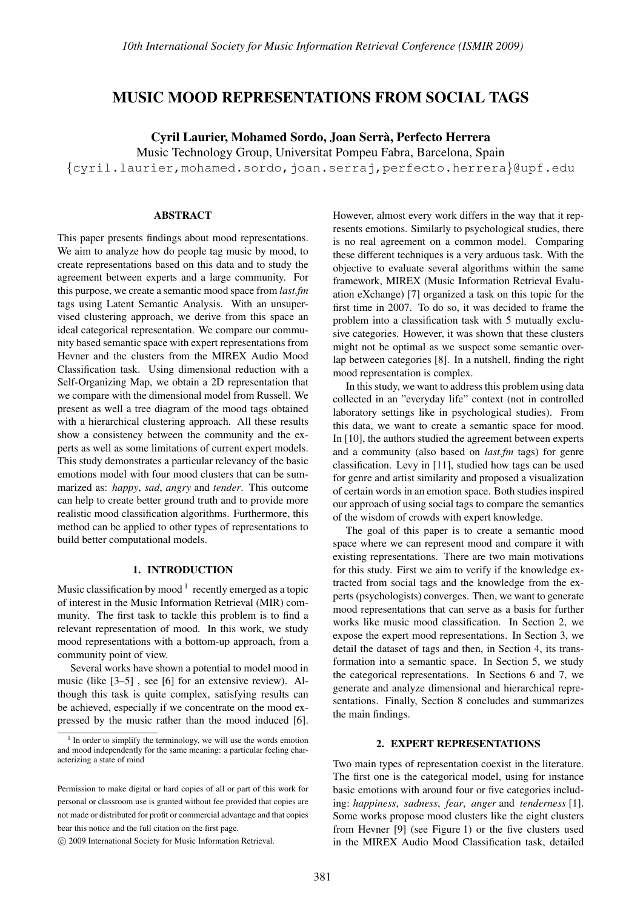# MUSIC MOOD REPRESENTATIONS FROM SOCIAL TAGS

**Cyril Laurier, Mohamed Sordo, Joan Serrà, Perfecto Herrera**

Music Technology Group, Universitat Pompeu Fabra, Barcelona, Spain

{cyril.laurier,mohamed.sordo,joan.serraj,perfecto.herrera}@upf.edu

## ABSTRACT

This paper presents findings about mood representations. We aim to analyze how do people tag music by mood, to create representations based on this data and to study the agreement between experts and a large community. For this purpose, we create a semantic mood space from *last.fm* tags using Latent Semantic Analysis. With an unsupervised clustering approach, we derive from this space an ideal categorical representation. We compare our community based semantic space with expert representations from Hevner and the clusters from the MIREX Audio Mood Classification task. Using dimensional reduction with a Self-Organizing Map, we obtain a 2D representation that we compare with the dimensional model from Russell. We present as well a tree diagram of the mood tags obtained with a hierarchical clustering approach. All these results show a consistency between the community and the experts as well as some limitations of current expert models. This study demonstrates a particular relevancy of the basic emotions model with four mood clusters that can be summarized as: *happy*, *sad*, *angry* and *tender*. This outcome can help to create better ground truth and to provide more realistic mood classification algorithms. Furthermore, this method can be applied to other types of representations to build better computational models.

## 1. INTRODUCTION

Music classification by mood [1] recently emerged as a topic of interest in the Music Information Retrieval (MIR) community. The first task to tackle this problem is to find a relevant representation of mood. In this work, we study mood representations with a bottom-up approach, from a community point of view.

Several works have shown a potential to model mood in music (like [3–5] , see [6] for an extensive review). Although this task is quite complex, satisfying results can be achieved, especially if we concentrate on the mood expressed by the music rather than the mood induced [6]. However, almost every work differs in the way that it represents emotions. Similarly to psychological studies, there is no real agreement on a common model. Comparing these different techniques is a very arduous task. With the objective to evaluate several algorithms within the same framework, MIREX (Music Information Retrieval Evaluation eXchange) [7] organized a task on this topic for the first time in 2007. To do so, it was decided to frame the problem into a classification task with 5 mutually exclusive categories. However, it was shown that these clusters might not be optimal as we suspect some semantic overlap between categories [8]. In a nutshell, finding the right mood representation is complex.

In this study, we want to address this problem using data collected in an "everyday life" context (not in controlled laboratory settings like in psychological studies). From this data, we want to create a semantic space for mood. In [10], the authors studied the agreement between experts and a community (also based on *last.fm* tags) for genre classification. Levy in [11], studied how tags can be used for genre and artist similarity and proposed a visualization of certain words in an emotion space. Both studies inspired our approach of using social tags to compare the semantics of the wisdom of crowds with expert knowledge.

The goal of this paper is to create a semantic mood space where we can represent mood and compare it with existing representations. There are two main motivations for this study. First we aim to verify if the knowledge extracted from social tags and the knowledge from the experts (psychologists) converges. Then, we want to generate mood representations that can serve as a basis for further works like music mood classification. In Section 2, we expose the expert mood representations. In Section 3, we detail the dataset of tags and then, in Section 4, its transformation into a semantic space. In Section 5, we study the categorical representations. In Sections 6 and 7, we generate and analyze dimensional and hierarchical representations. Finally, Section 8 concludes and summarizes the main findings.

## 2. EXPERT REPRESENTATIONS

Two main types of representation coexist in the literature. The first one is the categorical model, using for instance basic emotions with around four or five categories including: *happiness*, *sadness*, *fear*, *anger* and *tenderness* [1]. Some works propose mood clusters like the eight clusters from Hevner [9] (see Figure 1) or the five clusters used in the MIREX Audio Mood Classification task, detailed

[1] In order to simplify the terminology, we will use the words emotion and mood independently for the same meaning: a particular feeling characterizing a state of mind

Permission to make digital or hard copies of all or part of this work for personal or classroom use is granted without fee provided that copies are not made or distributed for profit or commercial advantage and that copies bear this notice and the full citation on the first page.

© 2009 International Society for Music Information Retrieval.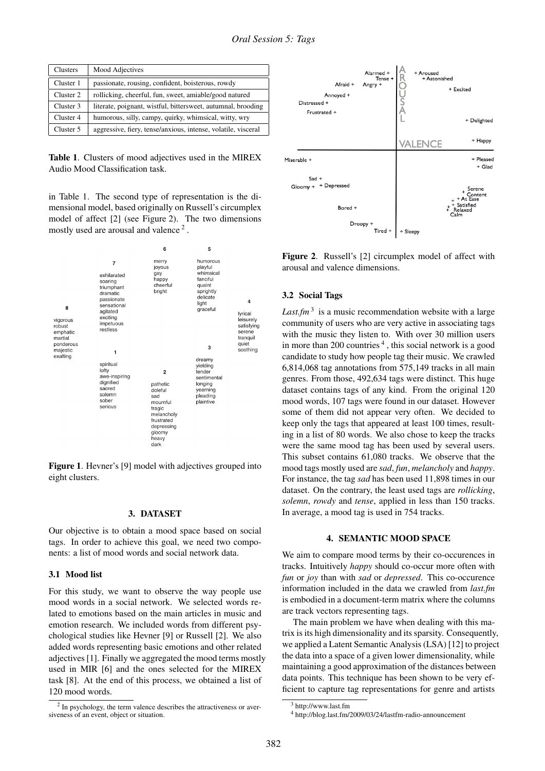| Clusters | Mood Adjectives |
|---|---|
| Cluster 1 | passionate, rousing, confident, boisterous, rowdy |
| Cluster 2 | rollicking, cheerful, fun, sweet, amiable/good natured |
| Cluster 3 | literate, poignant, wistful, bittersweet, autumnal, brooding |
| Cluster 4 | humorous, silly, campy, quirky, whimsical, witty, wry |
| Cluster 5 | aggressive, fiery, tense/anxious, intense, volatile, visceral |

**Table 1**. Clusters of mood adjectives used in the MIREX Audio Mood Classification task.

in Table 1. The second type of representation is the dimensional model, based originally on Russell's circumplex model of affect [2] (see Figure 2). The two dimensions mostly used are arousal and valence [2].

**Figure 1**. Hevner's [9] model with adjectives grouped into eight clusters.

**Figure 2**. Russell's [2] circumplex model of affect with arousal and valence dimensions.

## 3. DATASET

Our objective is to obtain a mood space based on social tags. In order to achieve this goal, we need two components: a list of mood words and social network data.

### 3.1 Mood list

For this study, we want to observe the way people use mood words in a social network. We selected words related to emotions based on the main articles in music and emotion research. We included words from different psychological studies like Hevner [9] or Russell [2]. We also added words representing basic emotions and other related adjectives [1]. Finally we aggregated the mood terms mostly used in MIR [6] and the ones selected for the MIREX task [8]. At the end of this process, we obtained a list of 120 mood words.

### 3.2 Social Tags

*Last.fm* [3] is a music recommendation website with a large community of users who are very active in associating tags with the music they listen to. With over 30 million users in more than 200 countries [4], this social network is a good candidate to study how people tag their music. We crawled 6,814,068 tag annotations from 575,149 tracks in all main genres. From those, 492,634 tags were distinct. This huge dataset contains tags of any kind. From the original 120 mood words, 107 tags were found in our dataset. However some of them did not appear very often. We decided to keep only the tags that appeared at least 100 times, resulting in a list of 80 words. We also chose to keep the tracks were the same mood tag has been used by several users. This subset contains 61,080 tracks. We observe that the mood tags mostly used are *sad*, *fun*, *melancholy* and *happy*. For instance, the tag *sad* has been used 11,898 times in our dataset. On the contrary, the least used tags are *rollicking*, *solemn*, *rowdy* and *tense*, applied in less than 150 tracks. In average, a mood tag is used in 754 tracks.

## 4. SEMANTIC MOOD SPACE

We aim to compare mood terms by their co-occurences in tracks. Intuitively *happy* should co-occur more often with *fun* or *joy* than with *sad* or *depressed*. This co-occurence information included in the data we crawled from *last.fm* is embodied in a document-term matrix where the columns are track vectors representing tags.

The main problem we have when dealing with this matrix is its high dimensionality and its sparsity. Consequently, we applied a Latent Semantic Analysis (LSA) [12] to project the data into a space of a given lower dimensionality, while maintaining a good approximation of the distances between data points. This technique has been shown to be very efficient to capture tag representations for genre and artists

[2] In psychology, the term valence describes the attractiveness or aversiveness of an event, object or situation.

[3] http://www.last.fm

[4] http://blog.last.fm/2009/03/24/lastfm-radio-announcement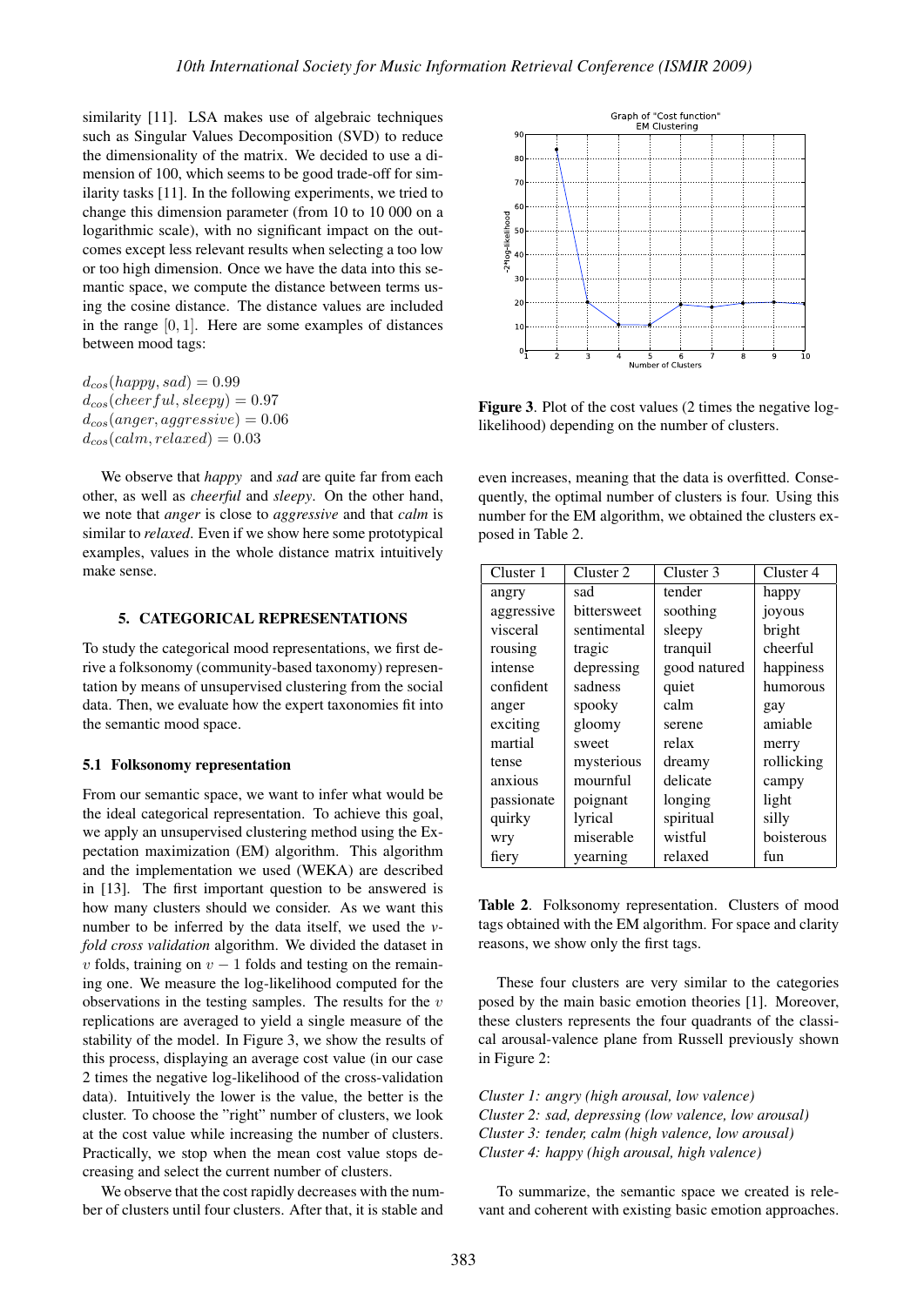similarity [11]. LSA makes use of algebraic techniques such as Singular Values Decomposition (SVD) to reduce the dimensionality of the matrix. We decided to use a dimension of 100, which seems to be good trade-off for similarity tasks [11]. In the following experiments, we tried to change this dimension parameter (from 10 to 10 000 on a logarithmic scale), with no significant impact on the outcomes except less relevant results when selecting a too low or too high dimension. Once we have the data into this semantic space, we compute the distance between terms using the cosine distance. The distance values are included in the range $[0, 1]$. Here are some examples of distances between mood tags:

$d_{cos}(happy, sad) = 0.99$
$d_{cos}(cheerful, sleepy) = 0.97$
$d_{cos}(anger, aggressive) = 0.06$
$d_{cos}(calm, relaxed) = 0.03$

We observe that *happy* and *sad* are quite far from each other, as well as *cheerful* and *sleepy*. On the other hand, we note that *anger* is close to *aggressive* and that *calm* is similar to *relaxed*. Even if we show here some prototypical examples, values in the whole distance matrix intuitively make sense.

## 5. CATEGORICAL REPRESENTATIONS

To study the categorical mood representations, we first derive a folksonomy (community-based taxonomy) representation by means of unsupervised clustering from the social data. Then, we evaluate how the expert taxonomies fit into the semantic mood space.

### 5.1 Folksonomy representation

From our semantic space, we want to infer what would be the ideal categorical representation. To achieve this goal, we apply an unsupervised clustering method using the Expectation maximization (EM) algorithm. This algorithm and the implementation we used (WEKA) are described in [13]. The first important question to be answered is how many clusters should we consider. As we want this number to be inferred by the data itself, we used the *v-fold cross validation* algorithm. We divided the dataset in $v$ folds, training on $v - 1$ folds and testing on the remaining one. We measure the log-likelihood computed for the observations in the testing samples. The results for the $v$ replications are averaged to yield a single measure of the stability of the model. In Figure 3, we show the results of this process, displaying an average cost value (in our case 2 times the negative log-likelihood of the cross-validation data). Intuitively the lower is the value, the better is the cluster. To choose the "right" number of clusters, we look at the cost value while increasing the number of clusters. Practically, we stop when the mean cost value stops decreasing and select the current number of clusters.

We observe that the cost rapidly decreases with the number of clusters until four clusters. After that, it is stable and even increases, meaning that the data is overfitted. Consequently, the optimal number of clusters is four. Using this number for the EM algorithm, we obtained the clusters exposed in Table 2.

**Figure 3**. Plot of the cost values (2 times the negative log-likelihood) depending on the number of clusters.

| Cluster 1 | Cluster 2 | Cluster 3 | Cluster 4 |
|---|---|---|---|
| angry | sad | tender | happy |
| aggressive | bittersweet | soothing | joyous |
| visceral | sentimental | sleepy | bright |
| rousing | tragic | tranquil | cheerful |
| intense | depressing | good natured | happiness |
| confident | sadness | quiet | humorous |
| anger | spooky | calm | gay |
| exciting | gloomy | serene | amiable |
| martial | sweet | relax | merry |
| tense | mysterious | dreamy | rollicking |
| anxious | mournful | delicate | campy |
| passionate | poignant | longing | light |
| quirky | lyrical | spiritual | silly |
| wry | miserable | wistful | boisterous |
| fiery | yearning | relaxed | fun |

**Table 2**. Folksonomy representation. Clusters of mood tags obtained with the EM algorithm. For space and clarity reasons, we show only the first tags.

These four clusters are very similar to the categories posed by the main basic emotion theories [1]. Moreover, these clusters represents the four quadrants of the classical arousal-valence plane from Russell previously shown in Figure 2:

*Cluster 1: angry (high arousal, low valence)*
*Cluster 2: sad, depressing (low valence, low arousal)*
*Cluster 3: tender, calm (high valence, low arousal)*
*Cluster 4: happy (high arousal, high valence)*

To summarize, the semantic space we created is relevant and coherent with existing basic emotion approaches.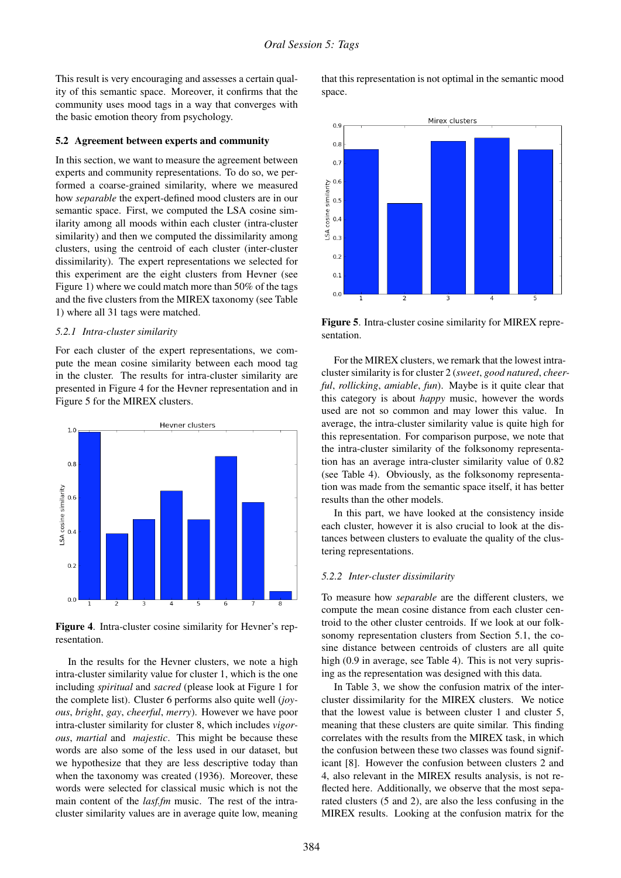This result is very encouraging and assesses a certain quality of this semantic space. Moreover, it confirms that the community uses mood tags in a way that converges with the basic emotion theory from psychology.

### 5.2 Agreement between experts and community

In this section, we want to measure the agreement between experts and community representations. To do so, we performed a coarse-grained similarity, where we measured how *separable* the expert-defined mood clusters are in our semantic space. First, we computed the LSA cosine similarity among all moods within each cluster (intra-cluster similarity) and then we computed the dissimilarity among clusters, using the centroid of each cluster (inter-cluster dissimilarity). The expert representations we selected for this experiment are the eight clusters from Hevner (see Figure 1) where we could match more than 50% of the tags and the five clusters from the MIREX taxonomy (see Table 1) where all 31 tags were matched.

#### 5.2.1 Intra-cluster similarity

For each cluster of the expert representations, we compute the mean cosine similarity between each mood tag in the cluster. The results for intra-cluster similarity are presented in Figure 4 for the Hevner representation and in Figure 5 for the MIREX clusters.

**Figure 4**. Intra-cluster cosine similarity for Hevner's representation.

In the results for the Hevner clusters, we note a high intra-cluster similarity value for cluster 1, which is the one including *spiritual* and *sacred* (please look at Figure 1 for the complete list). Cluster 6 performs also quite well (*joyous*, *bright*, *gay*, *cheerful*, *merry*). However we have poor intra-cluster similarity for cluster 8, which includes *vigorous*, *martial* and *majestic*. This might be because these words are also some of the less used in our dataset, but we hypothesize that they are less descriptive today than when the taxonomy was created (1936). Moreover, these words were selected for classical music which is not the main content of the *lasf.fm* music. The rest of the intra-cluster similarity values are in average quite low, meaning that this representation is not optimal in the semantic mood space.

**Figure 5**. Intra-cluster cosine similarity for MIREX representation.

For the MIREX clusters, we remark that the lowest intra-cluster similarity is for cluster 2 (*sweet*, *good natured*, *cheerful*, *rollicking*, *amiable*, *fun*). Maybe is it quite clear that this category is about *happy* music, however the words used are not so common and may lower this value. In average, the intra-cluster similarity value is quite high for this representation. For comparison purpose, we note that the intra-cluster similarity of the folksonomy representation has an average intra-cluster similarity value of 0.82 (see Table 4). Obviously, as the folksonomy representation was made from the semantic space itself, it has better results than the other models.

In this part, we have looked at the consistency inside each cluster, however it is also crucial to look at the distances between clusters to evaluate the quality of the clustering representations.

#### 5.2.2 Inter-cluster dissimilarity

To measure how *separable* are the different clusters, we compute the mean cosine distance from each cluster centroid to the other cluster centroids. If we look at our folksonomy representation clusters from Section 5.1, the cosine distance between centroids of clusters are all quite high (0.9 in average, see Table 4). This is not very suprising as the representation was designed with this data.

In Table 3, we show the confusion matrix of the inter-cluster dissimilarity for the MIREX clusters. We notice that the lowest value is between cluster 1 and cluster 5, meaning that these clusters are quite similar. This finding correlates with the results from the MIREX task, in which the confusion between these two classes was found significant [8]. However the confusion between clusters 2 and 4, also relevant in the MIREX results analysis, is not reflected here. Additionally, we observe that the most separated clusters (5 and 2), are also the less confusing in the MIREX results. Looking at the confusion matrix for the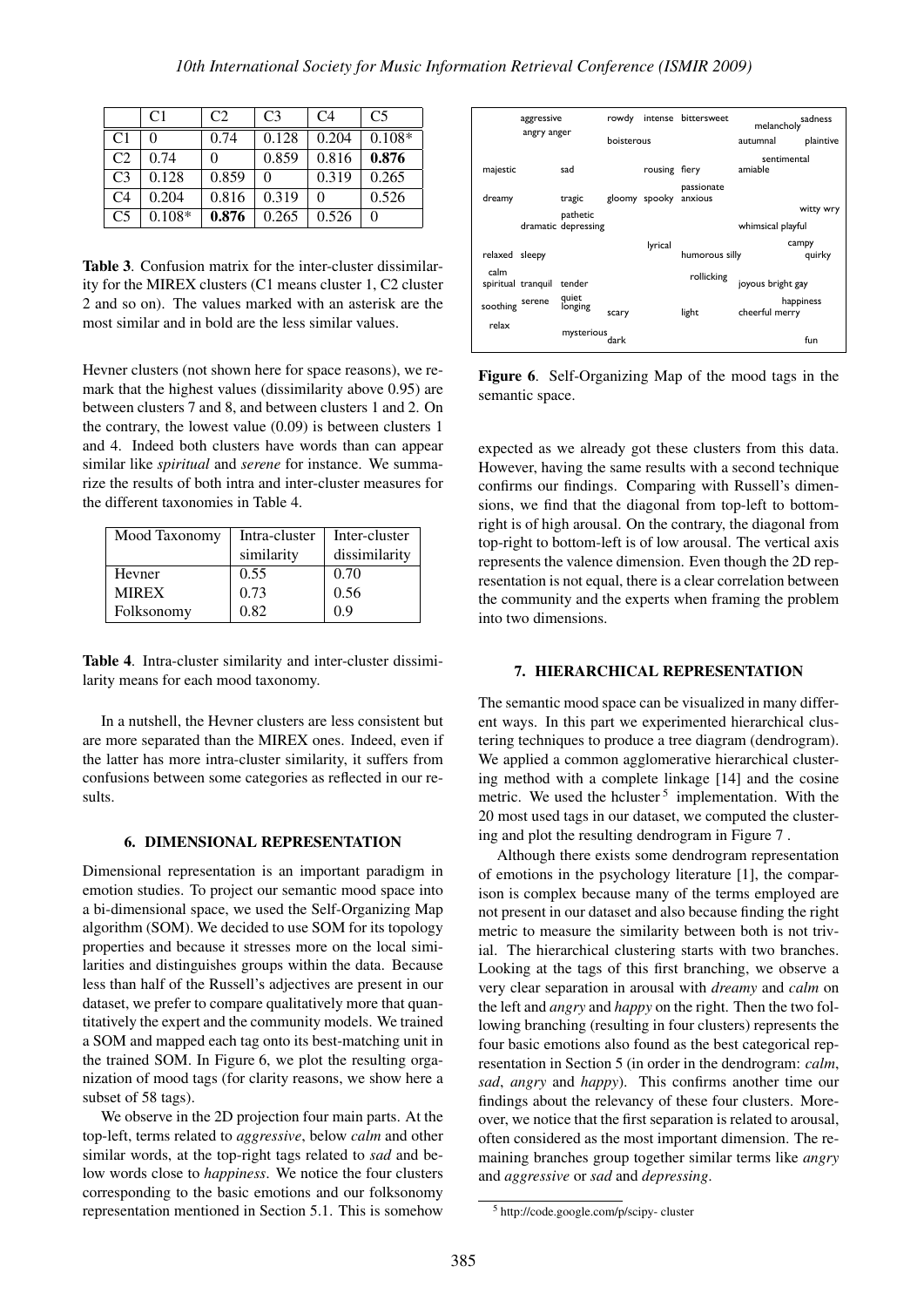|  | C1 | C2 | C3 | C4 | C5 |
|---|---|---|---|---|---|
| C1 | 0 | 0.74 | 0.128 | 0.204 | 0.108* |
| C2 | 0.74 | 0 | 0.859 | 0.816 | **0.876** |
| C3 | 0.128 | 0.859 | 0 | 0.319 | 0.265 |
| C4 | 0.204 | 0.816 | 0.319 | 0 | 0.526 |
| C5 | 0.108* | **0.876** | 0.265 | 0.526 | 0 |

**Table 3**. Confusion matrix for the inter-cluster dissimilarity for the MIREX clusters (C1 means cluster 1, C2 cluster 2 and so on). The values marked with an asterisk are the most similar and in bold are the less similar values.

Hevner clusters (not shown here for space reasons), we remark that the highest values (dissimilarity above 0.95) are between clusters 7 and 8, and between clusters 1 and 2. On the contrary, the lowest value (0.09) is between clusters 1 and 4. Indeed both clusters have words than can appear similar like *spiritual* and *serene* for instance. We summarize the results of both intra and inter-cluster measures for the different taxonomies in Table 4.

| Mood Taxonomy | Intra-cluster similarity | Inter-cluster dissimilarity |
|---|---|---|
| Hevner | 0.55 | 0.70 |
| MIREX | 0.73 | 0.56 |
| Folksonomy | 0.82 | 0.9 |

**Table 4**. Intra-cluster similarity and inter-cluster dissimilarity means for each mood taxonomy.

In a nutshell, the Hevner clusters are less consistent but are more separated than the MIREX ones. Indeed, even if the latter has more intra-cluster similarity, it suffers from confusions between some categories as reflected in our results.

## 6. DIMENSIONAL REPRESENTATION

Dimensional representation is an important paradigm in emotion studies. To project our semantic mood space into a bi-dimensional space, we used the Self-Organizing Map algorithm (SOM). We decided to use SOM for its topology properties and because it stresses more on the local similarities and distinguishes groups within the data. Because less than half of the Russell's adjectives are present in our dataset, we prefer to compare qualitatively more that quantitatively the expert and the community models. We trained a SOM and mapped each tag onto its best-matching unit in the trained SOM. In Figure 6, we plot the resulting organization of mood tags (for clarity reasons, we show here a subset of 58 tags).

We observe in the 2D projection four main parts. At the top-left, terms related to *aggressive*, below *calm* and other similar words, at the top-right tags related to *sad* and below words close to *happiness*. We notice the four clusters corresponding to the basic emotions and our folksonomy representation mentioned in Section 5.1. This is somehow expected as we already got these clusters from this data. However, having the same results with a second technique confirms our findings. Comparing with Russell's dimensions, we find that the diagonal from top-left to bottom-right is of high arousal. On the contrary, the diagonal from top-right to bottom-left is of low arousal. The vertical axis represents the valence dimension. Even though the 2D representation is not equal, there is a clear correlation between the community and the experts when framing the problem into two dimensions.

**Figure 6**. Self-Organizing Map of the mood tags in the semantic space.

## 7. HIERARCHICAL REPRESENTATION

The semantic mood space can be visualized in many different ways. In this part we experimented hierarchical clustering techniques to produce a tree diagram (dendrogram). We applied a common agglomerative hierarchical clustering method with a complete linkage [14] and the cosine metric. We used the hcluster [5] implementation. With the 20 most used tags in our dataset, we computed the clustering and plot the resulting dendrogram in Figure 7 .

Although there exists some dendrogram representation of emotions in the psychology literature [1], the comparison is complex because many of the terms employed are not present in our dataset and also because finding the right metric to measure the similarity between both is not trivial. The hierarchical clustering starts with two branches. Looking at the tags of this first branching, we observe a very clear separation in arousal with *dreamy* and *calm* on the left and *angry* and *happy* on the right. Then the two following branching (resulting in four clusters) represents the four basic emotions also found as the best categorical representation in Section 5 (in order in the dendrogram: *calm*, *sad*, *angry* and *happy*). This confirms another time our findings about the relevancy of these four clusters. Moreover, we notice that the first separation is related to arousal, often considered as the most important dimension. The remaining branches group together similar terms like *angry* and *aggressive* or *sad* and *depressing*.

[5] http://code.google.com/p/scipy- cluster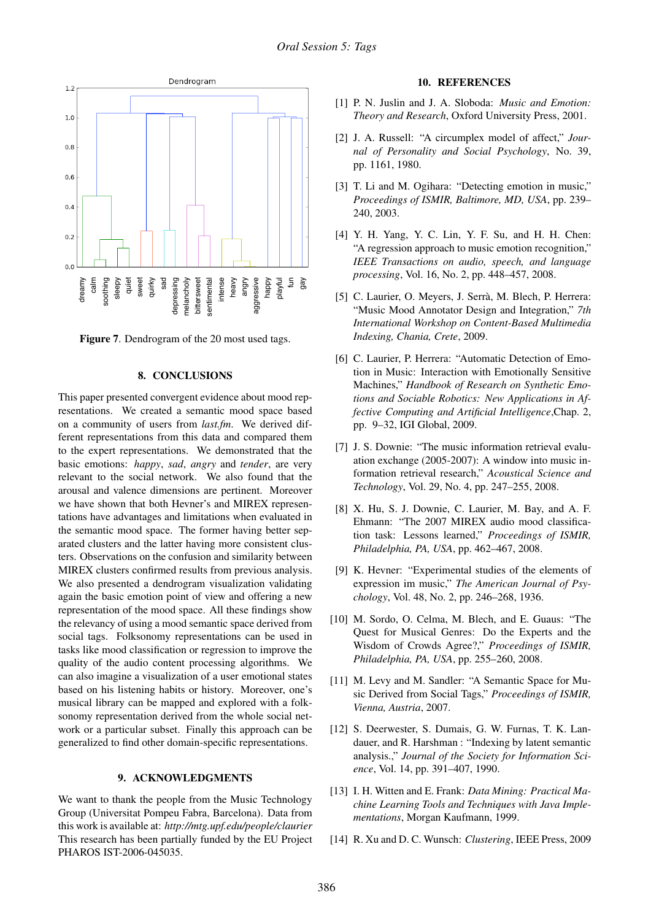Dendrogram

1.2
1.0
0.8
0.6
0.4
0.2
0.0

dreamy
calm
soothing
sleepy
quiet
sweet
quirky
sad
depressing
melancholy
bittersweet
sentimental
intense
heavy
angry
aggressive
happy
playful
fun
gay

**Figure 7**. Dendrogram of the 20 most used tags.

## 8. CONCLUSIONS

This paper presented convergent evidence about mood representations. We created a semantic mood space based on a community of users from *last.fm*. We derived different representations from this data and compared them to the expert representations. We demonstrated that the basic emotions: *happy*, *sad*, *angry* and *tender*, are very relevant to the social network. We also found that the arousal and valence dimensions are pertinent. Moreover we have shown that both Hevner's and MIREX representations have advantages and limitations when evaluated in the semantic mood space. The former having better separated clusters and the latter having more consistent clusters. Observations on the confusion and similarity between MIREX clusters confirmed results from previous analysis. We also presented a dendrogram visualization validating again the basic emotion point of view and offering a new representation of the mood space. All these findings show the relevancy of using a mood semantic space derived from social tags. Folksonomy representations can be used in tasks like mood classification or regression to improve the quality of the audio content processing algorithms. We can also imagine a visualization of a user emotional states based on his listening habits or history. Moreover, one's musical library can be mapped and explored with a folksonomy representation derived from the whole social network or a particular subset. Finally this approach can be generalized to find other domain-specific representations.

## 9. ACKNOWLEDGMENTS

We want to thank the people from the Music Technology Group (Universitat Pompeu Fabra, Barcelona). Data from this work is available at: *http://mtg.upf.edu/people/claurier* This research has been partially funded by the EU Project PHAROS IST-2006-045035.

## 10. REFERENCES

[1] P. N. Juslin and J. A. Sloboda: *Music and Emotion: Theory and Research*, Oxford University Press, 2001.

[2] J. A. Russell: "A circumplex model of affect," *Journal of Personality and Social Psychology*, No. 39, pp. 1161, 1980.

[3] T. Li and M. Ogihara: "Detecting emotion in music," *Proceedings of ISMIR, Baltimore, MD, USA*, pp. 239–240, 2003.

[4] Y. H. Yang, Y. C. Lin, Y. F. Su, and H. H. Chen: "A regression approach to music emotion recognition," *IEEE Transactions on audio, speech, and language processing*, Vol. 16, No. 2, pp. 448–457, 2008.

[5] C. Laurier, O. Meyers, J. Serrà, M. Blech, P. Herrera: "Music Mood Annotator Design and Integration," *7th International Workshop on Content-Based Multimedia Indexing, Chania, Crete*, 2009.

[6] C. Laurier, P. Herrera: "Automatic Detection of Emotion in Music: Interaction with Emotionally Sensitive Machines," *Handbook of Research on Synthetic Emotions and Sociable Robotics: New Applications in Affective Computing and Artificial Intelligence*,Chap. 2, pp. 9–32, IGI Global, 2009.

[7] J. S. Downie: "The music information retrieval evaluation exchange (2005-2007): A window into music information retrieval research," *Acoustical Science and Technology*, Vol. 29, No. 4, pp. 247–255, 2008.

[8] X. Hu, S. J. Downie, C. Laurier, M. Bay, and A. F. Ehmann: "The 2007 MIREX audio mood classification task: Lessons learned," *Proceedings of ISMIR, Philadelphia, PA, USA*, pp. 462–467, 2008.

[9] K. Hevner: "Experimental studies of the elements of expression im music," *The American Journal of Psychology*, Vol. 48, No. 2, pp. 246–268, 1936.

[10] M. Sordo, O. Celma, M. Blech, and E. Guaus: "The Quest for Musical Genres: Do the Experts and the Wisdom of Crowds Agree?," *Proceedings of ISMIR, Philadelphia, PA, USA*, pp. 255–260, 2008.

[11] M. Levy and M. Sandler: "A Semantic Space for Music Derived from Social Tags," *Proceedings of ISMIR, Vienna, Austria*, 2007.

[12] S. Deerwester, S. Dumais, G. W. Furnas, T. K. Landauer, and R. Harshman : "Indexing by latent semantic analysis.," *Journal of the Society for Information Science*, Vol. 14, pp. 391–407, 1990.

[13] I. H. Witten and E. Frank: *Data Mining: Practical Machine Learning Tools and Techniques with Java Implementations*, Morgan Kaufmann, 1999.

[14] R. Xu and D. C. Wunsch: *Clustering*, IEEE Press, 2009